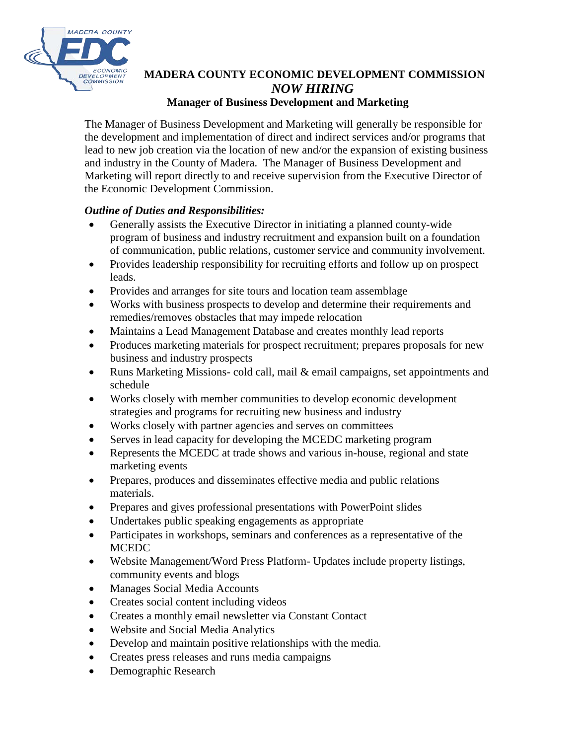# MADERA COUNTY ECONOMIC DEVELOPMENT COMMISSION

## *NOW HIRING*

### Manager of Business Development and Marketing

The Manager of Business Development and Marketing will generally be responsible for the development and implementation of direct and indirect services and/or programs that lead to new job creation via the location of new and/or the expansion of existing business and industry in the County of Madera. The Manager of Business Development and Marketing will report directly to and receive supervision from the Executive Director of the Economic Development Commission.

***Outline of Duties and Responsibilities:***

- Generally assists the Executive Director in initiating a planned county-wide program of business and industry recruitment and expansion built on a foundation of communication, public relations, customer service and community involvement.
- Provides leadership responsibility for recruiting efforts and follow up on prospect leads.
- Provides and arranges for site tours and location team assemblage
- Works with business prospects to develop and determine their requirements and remedies/removes obstacles that may impede relocation
- Maintains a Lead Management Database and creates monthly lead reports
- Produces marketing materials for prospect recruitment; prepares proposals for new business and industry prospects
- Runs Marketing Missions- cold call, mail & email campaigns, set appointments and schedule
- Works closely with member communities to develop economic development strategies and programs for recruiting new business and industry
- Works closely with partner agencies and serves on committees
- Serves in lead capacity for developing the MCEDC marketing program
- Represents the MCEDC at trade shows and various in-house, regional and state marketing events
- Prepares, produces and disseminates effective media and public relations materials.
- Prepares and gives professional presentations with PowerPoint slides
- Undertakes public speaking engagements as appropriate
- Participates in workshops, seminars and conferences as a representative of the MCEDC
- Website Management/Word Press Platform- Updates include property listings, community events and blogs
- Manages Social Media Accounts
- Creates social content including videos
- Creates a monthly email newsletter via Constant Contact
- Website and Social Media Analytics
- Develop and maintain positive relationships with the media.
- Creates press releases and runs media campaigns
- Demographic Research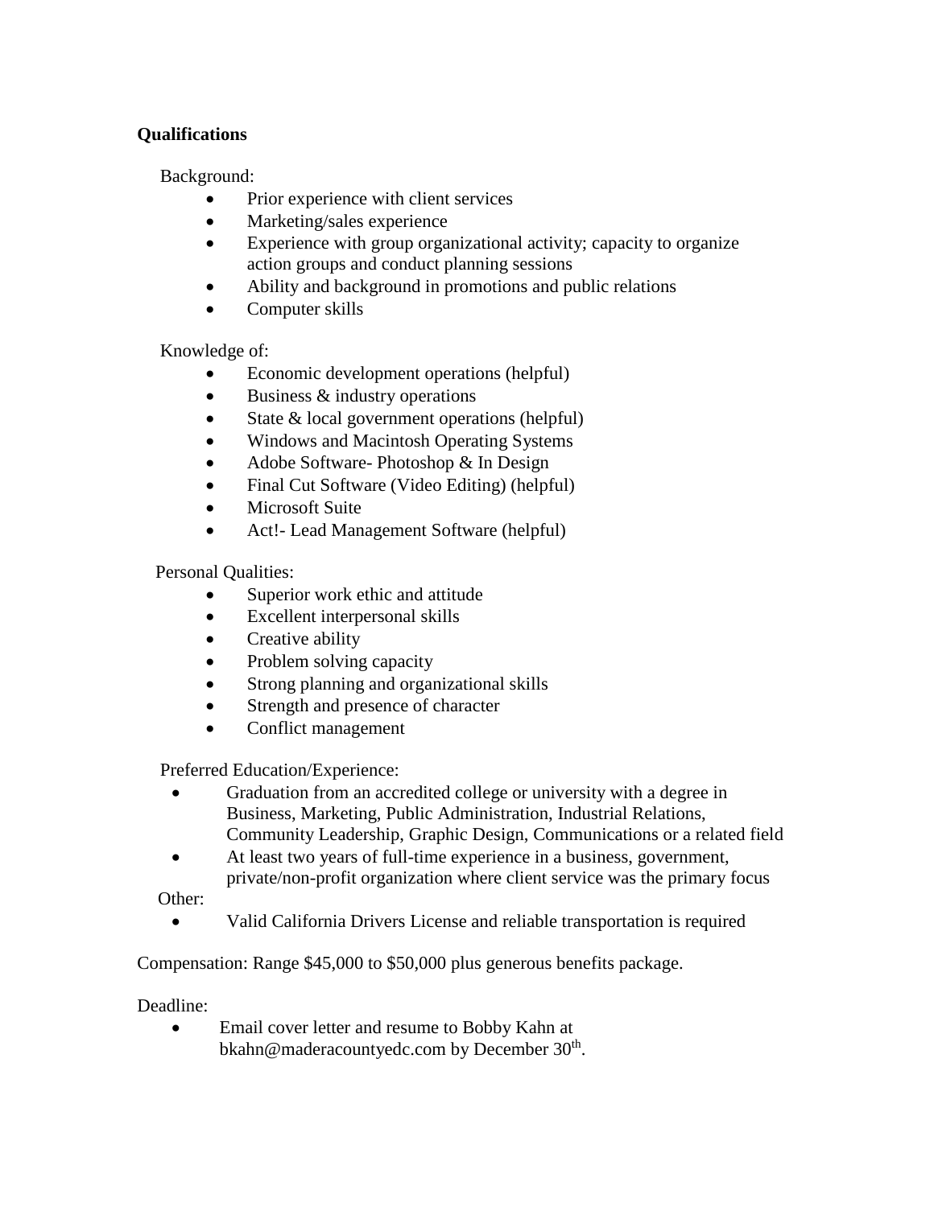**Qualifications**

Background:

- Prior experience with client services
- Marketing/sales experience
- Experience with group organizational activity; capacity to organize action groups and conduct planning sessions
- Ability and background in promotions and public relations
- Computer skills

Knowledge of:

- Economic development operations (helpful)
- Business & industry operations
- State & local government operations (helpful)
- Windows and Macintosh Operating Systems
- Adobe Software- Photoshop & In Design
- Final Cut Software (Video Editing) (helpful)
- Microsoft Suite
- Act!- Lead Management Software (helpful)

Personal Qualities:

- Superior work ethic and attitude
- Excellent interpersonal skills
- Creative ability
- Problem solving capacity
- Strong planning and organizational skills
- Strength and presence of character
- Conflict management

Preferred Education/Experience:

- Graduation from an accredited college or university with a degree in Business, Marketing, Public Administration, Industrial Relations, Community Leadership, Graphic Design, Communications or a related field
- At least two years of full-time experience in a business, government, private/non-profit organization where client service was the primary focus

Other:

- Valid California Drivers License and reliable transportation is required

Compensation: Range $45,000 to $50,000 plus generous benefits package.

Deadline:

- Email cover letter and resume to Bobby Kahn at bkahn@maderacountyedc.com by December 30th.